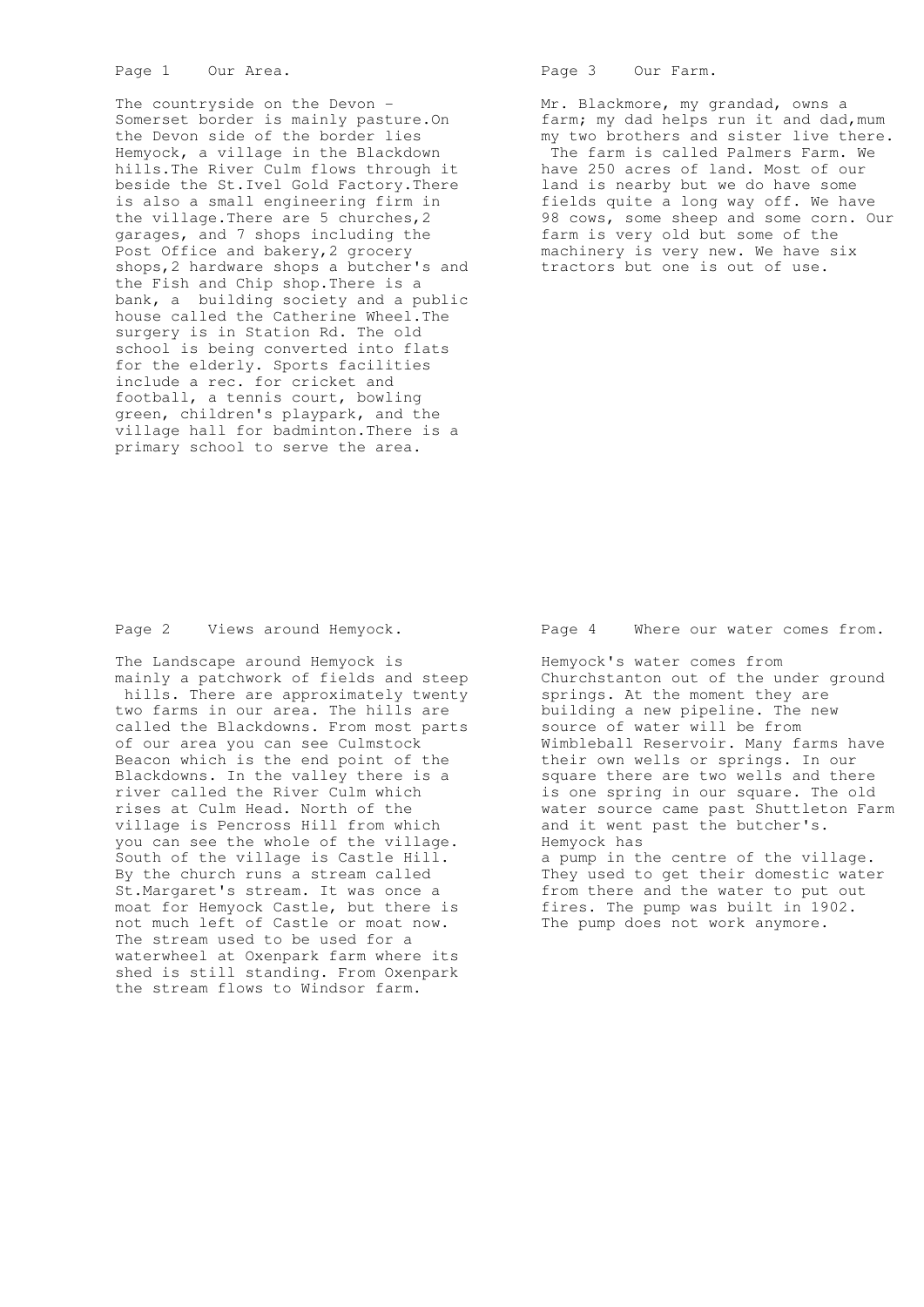## Page 1 Our Area.

The countryside on the Devon - Somerset border is mainly pasture.On the Devon side of the border lies Hemyock, a village in the Blackdown hills.The River Culm flows through it beside the St.Ivel Gold Factory.There is also a small engineering firm in the village.There are 5 churches,2 garages, and 7 shops including the Post Office and bakery,2 grocery shops,2 hardware shops a butcher's and the Fish and Chip shop.There is a bank, a building society and a public house called the Catherine Wheel.The surgery is in Station Rd. The old school is being converted into flats for the elderly. Sports facilities include a rec. for cricket and football, a tennis court, bowling green, children's playpark, and the village hall for badminton.There is a primary school to serve the area.

## Page 2 Views around Hemyock.

The Landscape around Hemyock is mainly a patchwork of fields and steep hills. There are approximately twenty two farms in our area. The hills are called the Blackdowns. From most parts of our area you can see Culmstock Beacon which is the end point of the Blackdowns. In the valley there is a river called the River Culm which rises at Culm Head. North of the village is Pencross Hill from which you can see the whole of the village. South of the village is Castle Hill. By the church runs a stream called St.Margaret's stream. It was once a moat for Hemyock Castle, but there is not much left of Castle or moat now. The stream used to be used for a waterwheel at Oxenpark farm where its shed is still standing. From Oxenpark the stream flows to Windsor farm.

## Page 3 Our Farm.

Mr. Blackmore, my grandad, owns a farm; my dad helps run it and dad,mum my two brothers and sister live there. The farm is called Palmers Farm. We have 250 acres of land. Most of our land is nearby but we do have some fields quite a long way off. We have 98 cows, some sheep and some corn. Our farm is very old but some of the machinery is very new. We have six tractors but one is out of use.

## Page 4 Where our water comes from.

Hemyock's water comes from Churchstanton out of the under ground springs. At the moment they are building a new pipeline. The new source of water will be from Wimbleball Reservoir. Many farms have their own wells or springs. In our square there are two wells and there is one spring in our square. The old water source came past Shuttleton Farm and it went past the butcher's. Hemyock has
a pump in the centre of the village. They used to get their domestic water from there and the water to put out fires. The pump was built in 1902. The pump does not work anymore.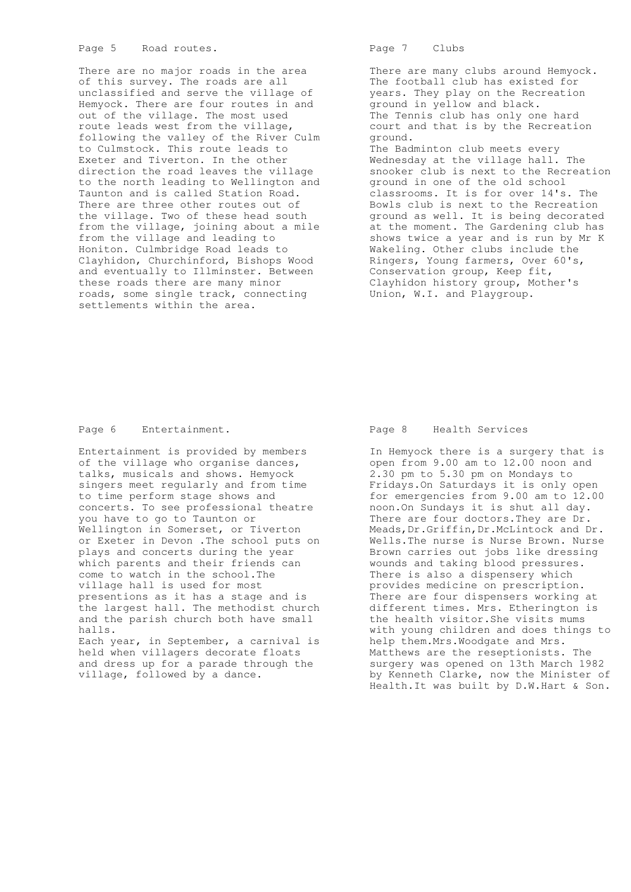## Page 5 Road routes.

There are no major roads in the area of this survey. The roads are all unclassified and serve the village of Hemyock. There are four routes in and out of the village. The most used route leads west from the village, following the valley of the River Culm to Culmstock. This route leads to Exeter and Tiverton. In the other direction the road leaves the village to the north leading to Wellington and Taunton and is called Station Road. There are three other routes out of the village. Two of these head south from the village, joining about a mile from the village and leading to Honiton. Culmbridge Road leads to Clayhidon, Churchinford, Bishops Wood and eventually to Illminster. Between these roads there are many minor roads, some single track, connecting settlements within the area.

## Page 6 Entertainment.

Entertainment is provided by members of the village who organise dances, talks, musicals and shows. Hemyock singers meet regularly and from time to time perform stage shows and concerts. To see professional theatre you have to go to Taunton or Wellington in Somerset, or Tiverton or Exeter in Devon .The school puts on plays and concerts during the year which parents and their friends can come to watch in the school.The village hall is used for most presentions as it has a stage and is the largest hall. The methodist church and the parish church both have small halls.

Each year, in September, a carnival is held when villagers decorate floats and dress up for a parade through the village, followed by a dance.

## Page 7 Clubs

There are many clubs around Hemyock. The football club has existed for years. They play on the Recreation ground in yellow and black.

The Tennis club has only one hard court and that is by the Recreation ground.

The Badminton club meets every Wednesday at the village hall. The snooker club is next to the Recreation ground in one of the old school classrooms. It is for over 14's. The Bowls club is next to the Recreation ground as well. It is being decorated at the moment. The Gardening club has shows twice a year and is run by Mr K Wakeling. Other clubs include the Ringers, Young farmers, Over 60's, Conservation group, Keep fit, Clayhidon history group, Mother's Union, W.I. and Playgroup.

## Page 8 Health Services

In Hemyock there is a surgery that is open from 9.00 am to 12.00 noon and 2.30 pm to 5.30 pm on Mondays to Fridays.On Saturdays it is only open for emergencies from 9.00 am to 12.00 noon.On Sundays it is shut all day. There are four doctors.They are Dr. Meads,Dr.Griffin,Dr.McLintock and Dr. Wells.The nurse is Nurse Brown. Nurse Brown carries out jobs like dressing wounds and taking blood pressures. There is also a dispensery which provides medicine on prescription. There are four dispensers working at different times. Mrs. Etherington is the health visitor.She visits mums with young children and does things to help them.Mrs.Woodgate and Mrs. Matthews are the reseptionists. The surgery was opened on 13th March 1982 by Kenneth Clarke, now the Minister of Health.It was built by D.W.Hart & Son.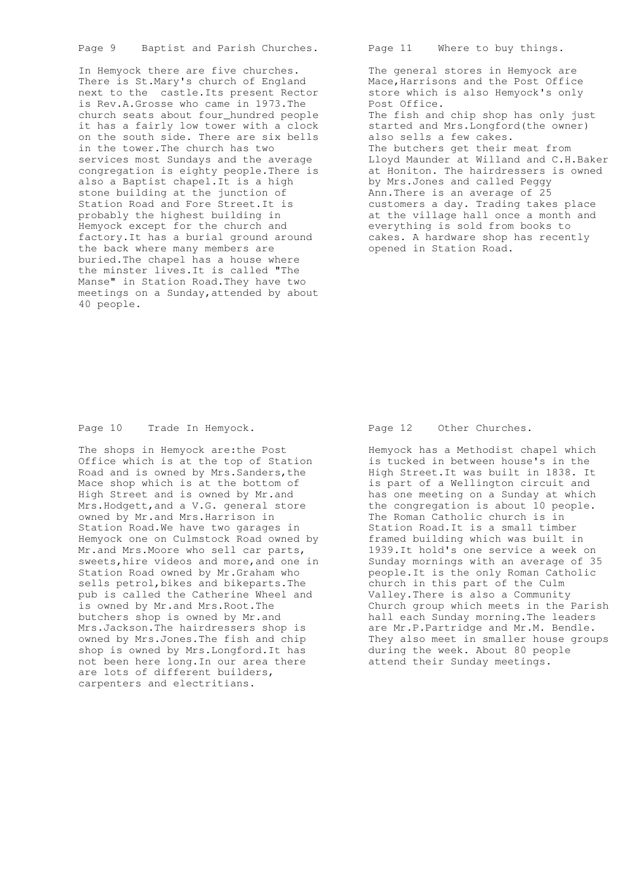## Page 9 Baptist and Parish Churches.

In Hemyock there are five churches. There is St.Mary's church of England next to the castle.Its present Rector is Rev.A.Grosse who came in 1973.The church seats about four_hundred people it has a fairly low tower with a clock on the south side. There are six bells in the tower.The church has two services most Sundays and the average congregation is eighty people.There is also a Baptist chapel.It is a high stone building at the junction of Station Road and Fore Street.It is probably the highest building in Hemyock except for the church and factory.It has a burial ground around the back where many members are buried.The chapel has a house where the minster lives.It is called "The Manse" in Station Road.They have two meetings on a Sunday,attended by about 40 people.

## Page 10 Trade In Hemyock.

The shops in Hemyock are:the Post Office which is at the top of Station Road and is owned by Mrs.Sanders,the Mace shop which is at the bottom of High Street and is owned by Mr.and Mrs.Hodgett,and a V.G. general store owned by Mr.and Mrs.Harrison in Station Road.We have two garages in Hemyock one on Culmstock Road owned by Mr.and Mrs.Moore who sell car parts, sweets,hire videos and more,and one in Station Road owned by Mr.Graham who sells petrol,bikes and bikeparts.The pub is called the Catherine Wheel and is owned by Mr.and Mrs.Root.The butchers shop is owned by Mr.and Mrs.Jackson.The hairdressers shop is owned by Mrs.Jones.The fish and chip shop is owned by Mrs.Longford.It has not been here long.In our area there are lots of different builders, carpenters and electritians.

## Page 11 Where to buy things.

The general stores in Hemyock are Mace,Harrisons and the Post Office store which is also Hemyock's only Post Office.
The fish and chip shop has only just started and Mrs.Longford(the owner) also sells a few cakes.
The butchers get their meat from Lloyd Maunder at Willand and C.H.Baker at Honiton. The hairdressers is owned by Mrs.Jones and called Peggy Ann.There is an average of 25 customers a day. Trading takes place at the village hall once a month and everything is sold from books to cakes. A hardware shop has recently opened in Station Road.

## Page 12 Other Churches.

Hemyock has a Methodist chapel which is tucked in between house's in the High Street.It was built in 1838. It is part of a Wellington circuit and has one meeting on a Sunday at which the congregation is about 10 people. The Roman Catholic church is in Station Road.It is a small timber framed building which was built in 1939.It hold's one service a week on Sunday mornings with an average of 35 people.It is the only Roman Catholic church in this part of the Culm Valley.There is also a Community Church group which meets in the Parish hall each Sunday morning.The leaders are Mr.P.Partridge and Mr.M. Bendle. They also meet in smaller house groups during the week. About 80 people attend their Sunday meetings.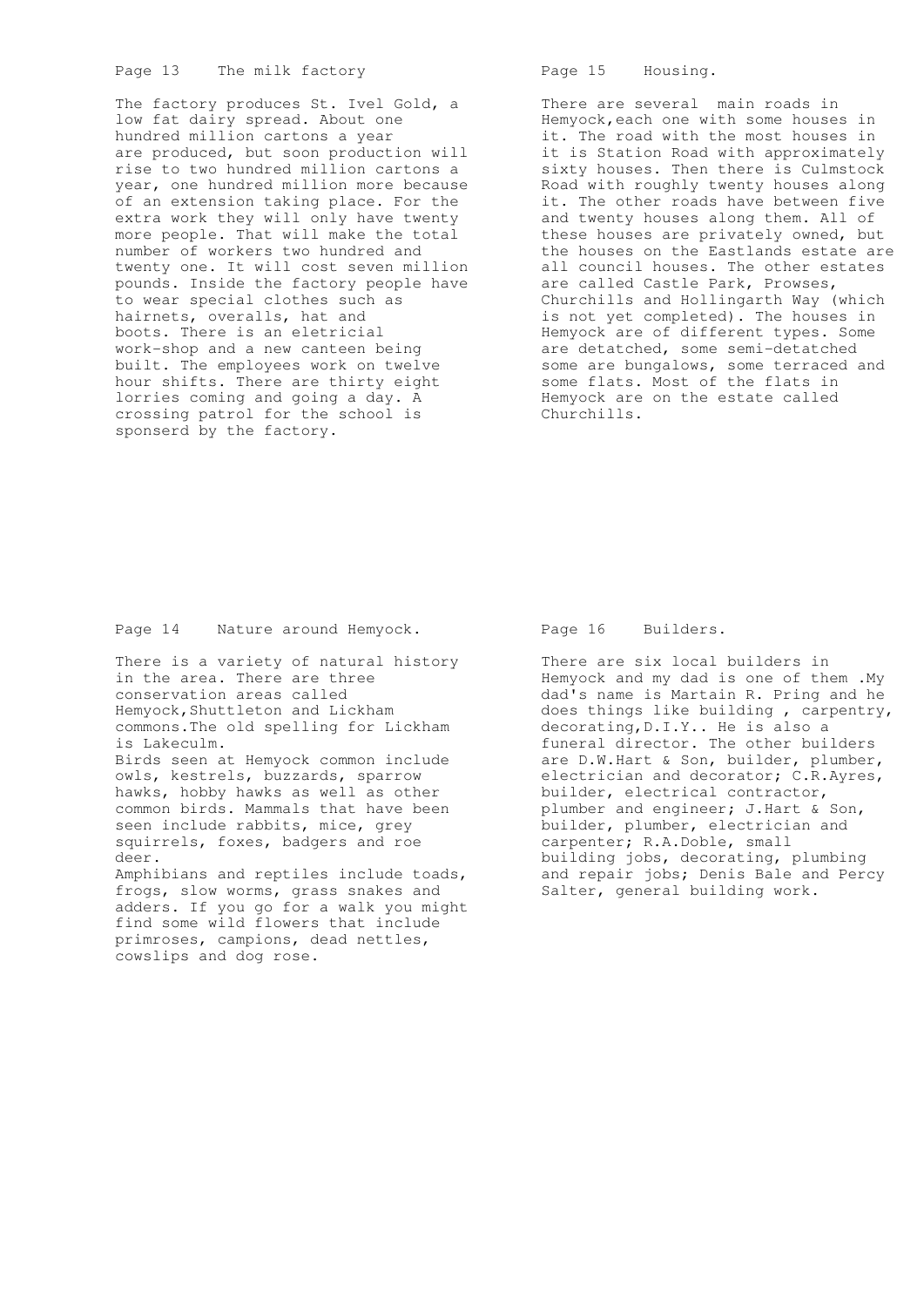## Page 13 The milk factory

The factory produces St. Ivel Gold, a low fat dairy spread. About one hundred million cartons a year are produced, but soon production will rise to two hundred million cartons a year, one hundred million more because of an extension taking place. For the extra work they will only have twenty more people. That will make the total number of workers two hundred and twenty one. It will cost seven million pounds. Inside the factory people have to wear special clothes such as hairnets, overalls, hat and boots. There is an eletricial work-shop and a new canteen being built. The employees work on twelve hour shifts. There are thirty eight lorries coming and going a day. A crossing patrol for the school is sponserd by the factory.

## Page 14 Nature around Hemyock.

There is a variety of natural history in the area. There are three conservation areas called Hemyock,Shuttleton and Lickham commons.The old spelling for Lickham is Lakeculm.

Birds seen at Hemyock common include owls, kestrels, buzzards, sparrow hawks, hobby hawks as well as other common birds. Mammals that have been seen include rabbits, mice, grey squirrels, foxes, badgers and roe deer.

Amphibians and reptiles include toads, frogs, slow worms, grass snakes and adders. If you go for a walk you might find some wild flowers that include primroses, campions, dead nettles, cowslips and dog rose.

## Page 15 Housing.

There are several main roads in Hemyock,each one with some houses in it. The road with the most houses in it is Station Road with approximately sixty houses. Then there is Culmstock Road with roughly twenty houses along it. The other roads have between five and twenty houses along them. All of these houses are privately owned, but the houses on the Eastlands estate are all council houses. The other estates are called Castle Park, Prowses, Churchills and Hollingarth Way (which is not yet completed). The houses in Hemyock are of different types. Some are detatched, some semi-detatched some are bungalows, some terraced and some flats. Most of the flats in Hemyock are on the estate called Churchills.

## Page 16 Builders.

There are six local builders in Hemyock and my dad is one of them .My dad's name is Martain R. Pring and he does things like building , carpentry, decorating,D.I.Y.. He is also a funeral director. The other builders are D.W.Hart & Son, builder, plumber, electrician and decorator; C.R.Ayres, builder, electrical contractor, plumber and engineer; J.Hart & Son, builder, plumber, electrician and carpenter; R.A.Doble, small building jobs, decorating, plumbing and repair jobs; Denis Bale and Percy Salter, general building work.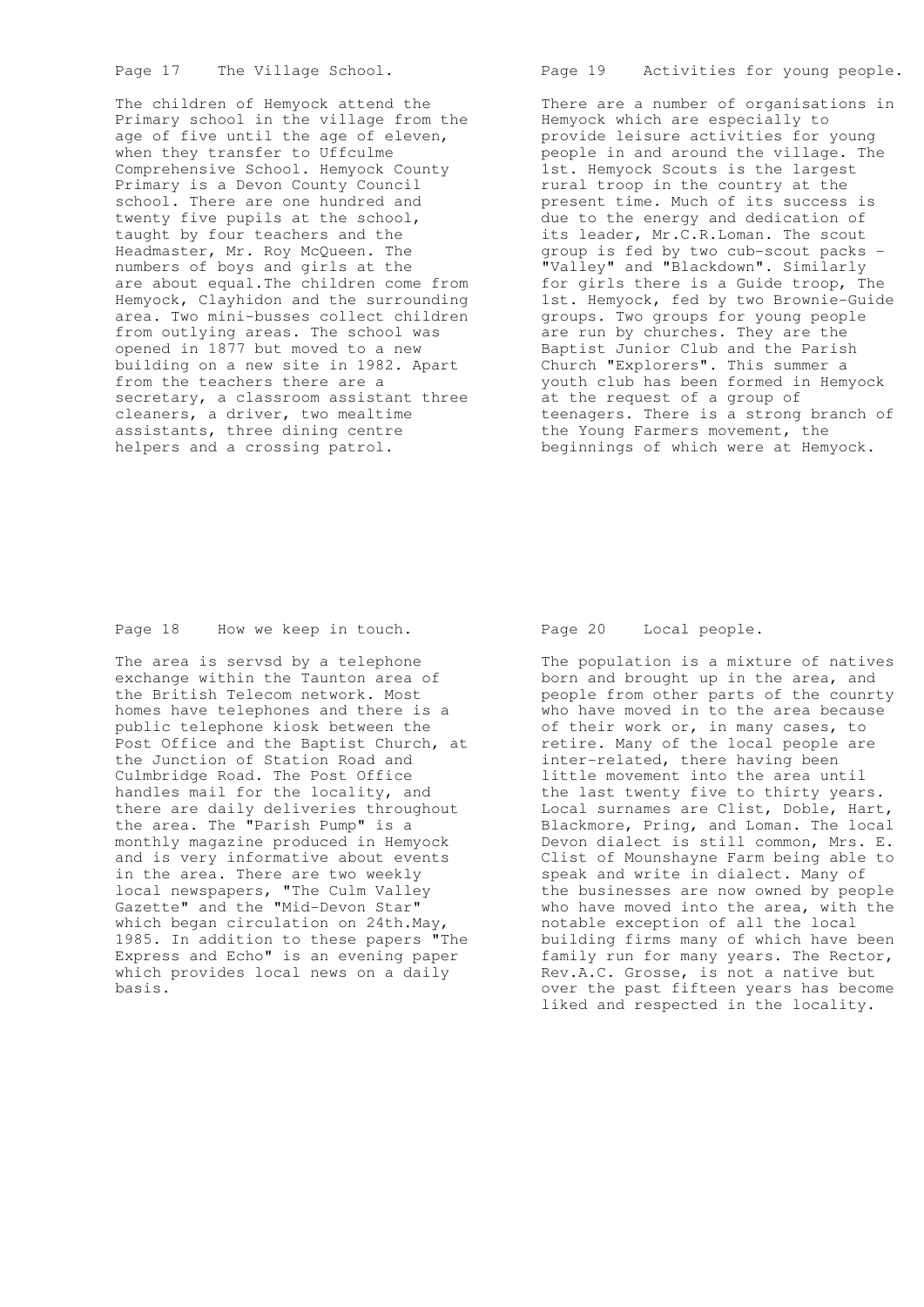## Page 17 The Village School.

The children of Hemyock attend the Primary school in the village from the age of five until the age of eleven, when they transfer to Uffculme Comprehensive School. Hemyock County Primary is a Devon County Council school. There are one hundred and twenty five pupils at the school, taught by four teachers and the Headmaster, Mr. Roy McQueen. The numbers of boys and girls at the are about equal.The children come from Hemyock, Clayhidon and the surrounding area. Two mini-busses collect children from outlying areas. The school was opened in 1877 but moved to a new building on a new site in 1982. Apart from the teachers there are a secretary, a classroom assistant three cleaners, a driver, two mealtime assistants, three dining centre helpers and a crossing patrol.

## Page 18 How we keep in touch.

The area is servsd by a telephone exchange within the Taunton area of the British Telecom network. Most homes have telephones and there is a public telephone kiosk between the Post Office and the Baptist Church, at the Junction of Station Road and Culmbridge Road. The Post Office handles mail for the locality, and there are daily deliveries throughout the area. The "Parish Pump" is a monthly magazine produced in Hemyock and is very informative about events in the area. There are two weekly local newspapers, "The Culm Valley Gazette" and the "Mid-Devon Star" which began circulation on 24th.May, 1985. In addition to these papers "The Express and Echo" is an evening paper which provides local news on a daily basis.

## Page 19 Activities for young people.

There are a number of organisations in Hemyock which are especially to provide leisure activities for young people in and around the village. The 1st. Hemyock Scouts is the largest rural troop in the country at the present time. Much of its success is due to the energy and dedication of its leader, Mr.C.R.Loman. The scout group is fed by two cub-scout packs - "Valley" and "Blackdown". Similarly for girls there is a Guide troop, The 1st. Hemyock, fed by two Brownie-Guide groups. Two groups for young people are run by churches. They are the Baptist Junior Club and the Parish Church "Explorers". This summer a youth club has been formed in Hemyock at the request of a group of teenagers. There is a strong branch of the Young Farmers movement, the beginnings of which were at Hemyock.

## Page 20 Local people.

The population is a mixture of natives born and brought up in the area, and people from other parts of the counrty who have moved in to the area because of their work or, in many cases, to retire. Many of the local people are inter-related, there having been little movement into the area until the last twenty five to thirty years. Local surnames are Clist, Doble, Hart, Blackmore, Pring, and Loman. The local Devon dialect is still common, Mrs. E. Clist of Mounshayne Farm being able to speak and write in dialect. Many of the businesses are now owned by people who have moved into the area, with the notable exception of all the local building firms many of which have been family run for many years. The Rector, Rev.A.C. Grosse, is not a native but over the past fifteen years has become liked and respected in the locality.